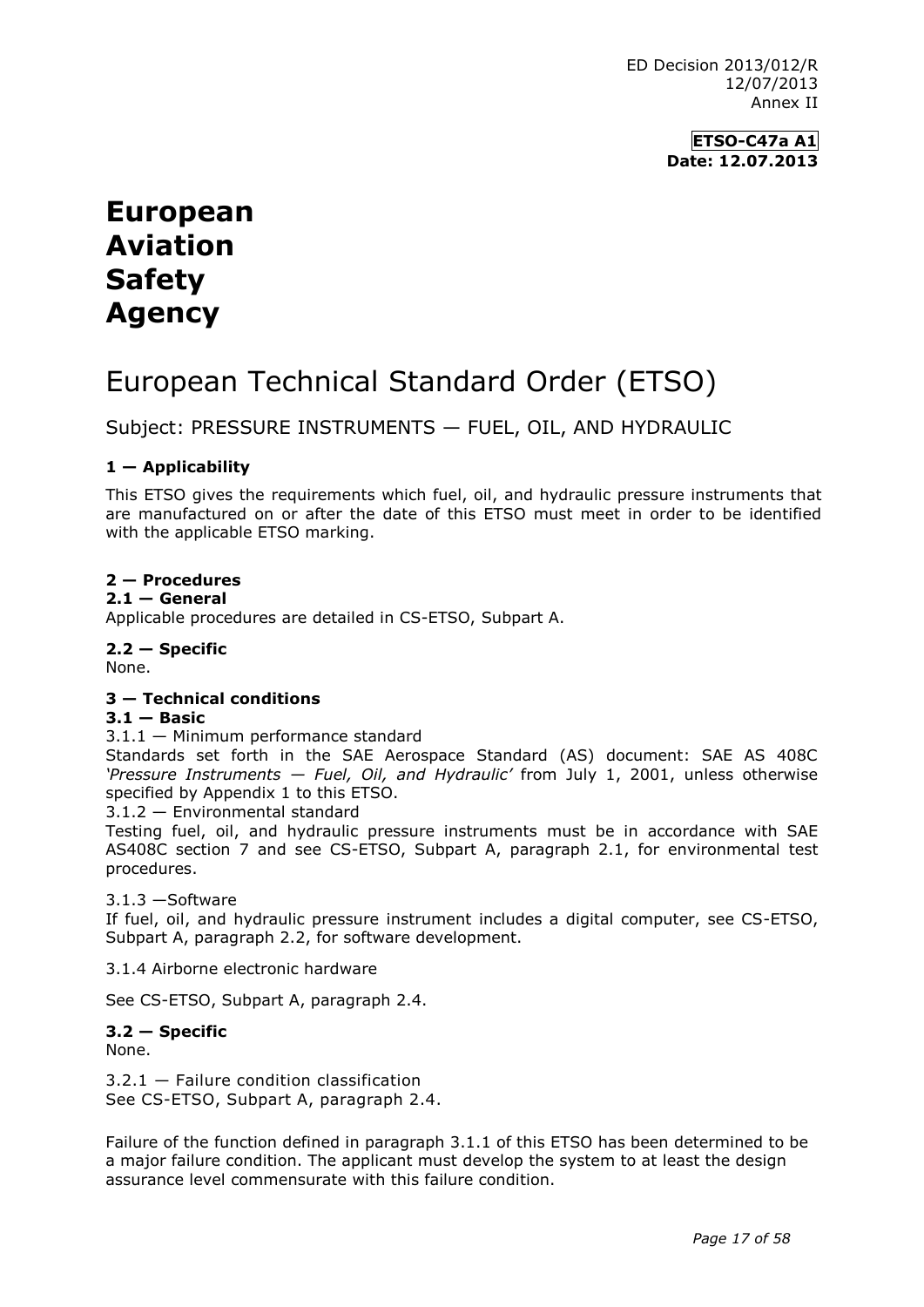ED Decision 2013/012/R
12/07/2013
Annex II

**ETSO-C47a A1**
**Date: 12.07.2013**

# European Aviation Safety Agency

# European Technical Standard Order (ETSO)

## Subject: PRESSURE INSTRUMENTS — FUEL, OIL, AND HYDRAULIC

### 1 — Applicability

This ETSO gives the requirements which fuel, oil, and hydraulic pressure instruments that are manufactured on or after the date of this ETSO must meet in order to be identified with the applicable ETSO marking.

### 2 — Procedures

**2.1 — General**

Applicable procedures are detailed in CS-ETSO, Subpart A.

**2.2 — Specific**

None.

### 3 — Technical conditions

**3.1 — Basic**

3.1.1 — Minimum performance standard

Standards set forth in the SAE Aerospace Standard (AS) document: SAE AS 408C *'Pressure Instruments — Fuel, Oil, and Hydraulic'* from July 1, 2001, unless otherwise specified by Appendix 1 to this ETSO.

3.1.2 — Environmental standard

Testing fuel, oil, and hydraulic pressure instruments must be in accordance with SAE AS408C section 7 and see CS-ETSO, Subpart A, paragraph 2.1, for environmental test procedures.

3.1.3 —Software

If fuel, oil, and hydraulic pressure instrument includes a digital computer, see CS-ETSO, Subpart A, paragraph 2.2, for software development.

3.1.4 Airborne electronic hardware

See CS-ETSO, Subpart A, paragraph 2.4.

**3.2 — Specific**

None.

3.2.1 — Failure condition classification

See CS-ETSO, Subpart A, paragraph 2.4.

Failure of the function defined in paragraph 3.1.1 of this ETSO has been determined to be a major failure condition. The applicant must develop the system to at least the design assurance level commensurate with this failure condition.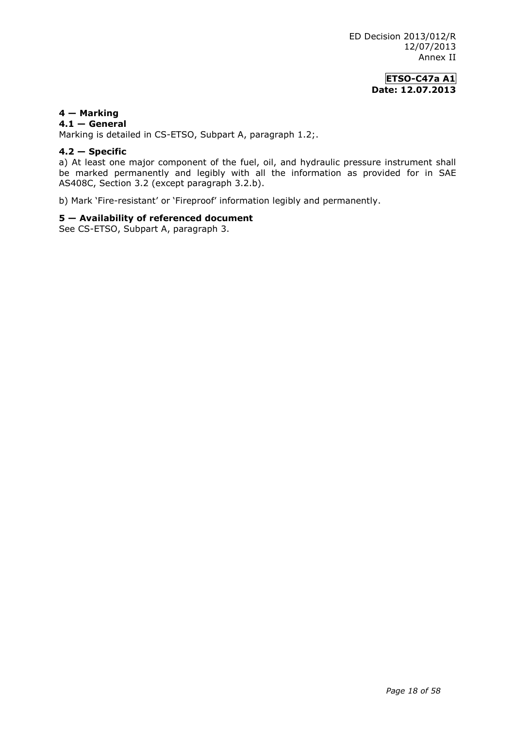## 4 — Marking

### 4.1 — General

Marking is detailed in CS-ETSO, Subpart A, paragraph 1.2;.

### 4.2 — Specific

a) At least one major component of the fuel, oil, and hydraulic pressure instrument shall be marked permanently and legibly with all the information as provided for in SAE AS408C, Section 3.2 (except paragraph 3.2.b).

b) Mark 'Fire-resistant' or 'Fireproof' information legibly and permanently.

## 5 — Availability of referenced document

See CS-ETSO, Subpart A, paragraph 3.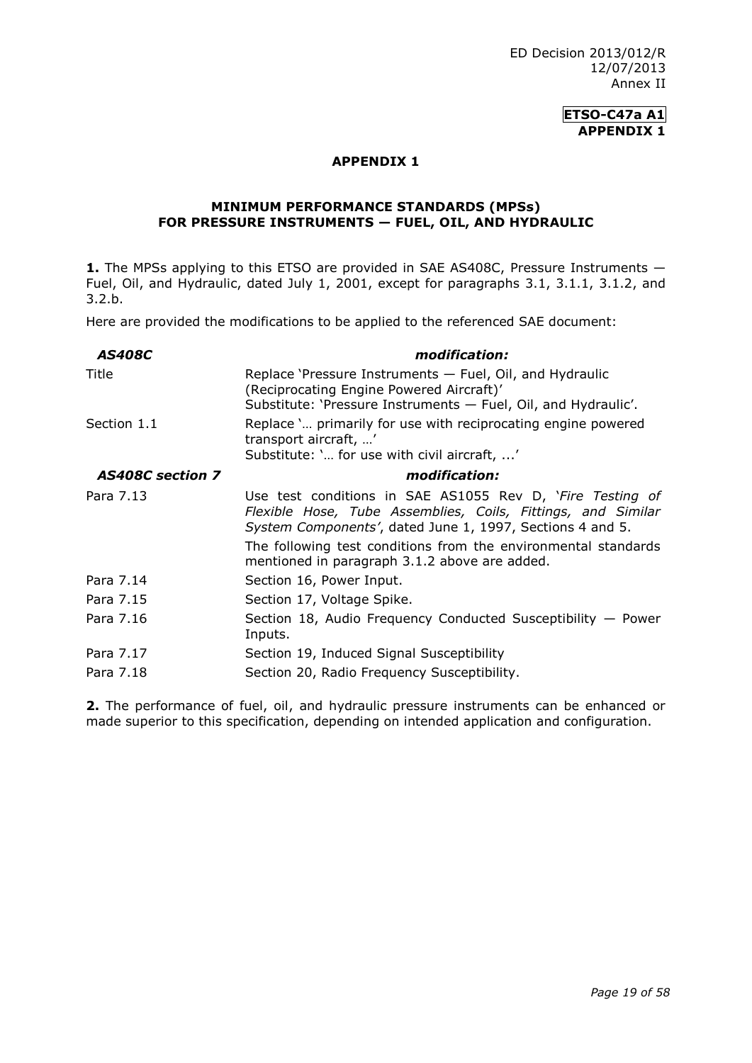**ETSO-C47a A1**
**APPENDIX 1**

# APPENDIX 1

## MINIMUM PERFORMANCE STANDARDS (MPSs) FOR PRESSURE INSTRUMENTS — FUEL, OIL, AND HYDRAULIC

**1.** The MPSs applying to this ETSO are provided in SAE AS408C, Pressure Instruments — Fuel, Oil, and Hydraulic, dated July 1, 2001, except for paragraphs 3.1, 3.1.1, 3.1.2, and 3.2.b.

Here are provided the modifications to be applied to the referenced SAE document:

| ***AS408C*** | ***modification:*** |
|---|---|
| Title | Replace 'Pressure Instruments — Fuel, Oil, and Hydraulic (Reciprocating Engine Powered Aircraft)' Substitute: 'Pressure Instruments — Fuel, Oil, and Hydraulic'. |
| Section 1.1 | Replace '… primarily for use with reciprocating engine powered transport aircraft, …' Substitute: '… for use with civil aircraft, ...' |
| ***AS408C section 7*** | ***modification:*** |
| Para 7.13 | Use test conditions in SAE AS1055 Rev D, '*Fire Testing of Flexible Hose, Tube Assemblies, Coils, Fittings, and Similar System Components*', dated June 1, 1997, Sections 4 and 5. The following test conditions from the environmental standards mentioned in paragraph 3.1.2 above are added. |
| Para 7.14 | Section 16, Power Input. |
| Para 7.15 | Section 17, Voltage Spike. |
| Para 7.16 | Section 18, Audio Frequency Conducted Susceptibility — Power Inputs. |
| Para 7.17 | Section 19, Induced Signal Susceptibility |
| Para 7.18 | Section 20, Radio Frequency Susceptibility. |

**2.** The performance of fuel, oil, and hydraulic pressure instruments can be enhanced or made superior to this specification, depending on intended application and configuration.